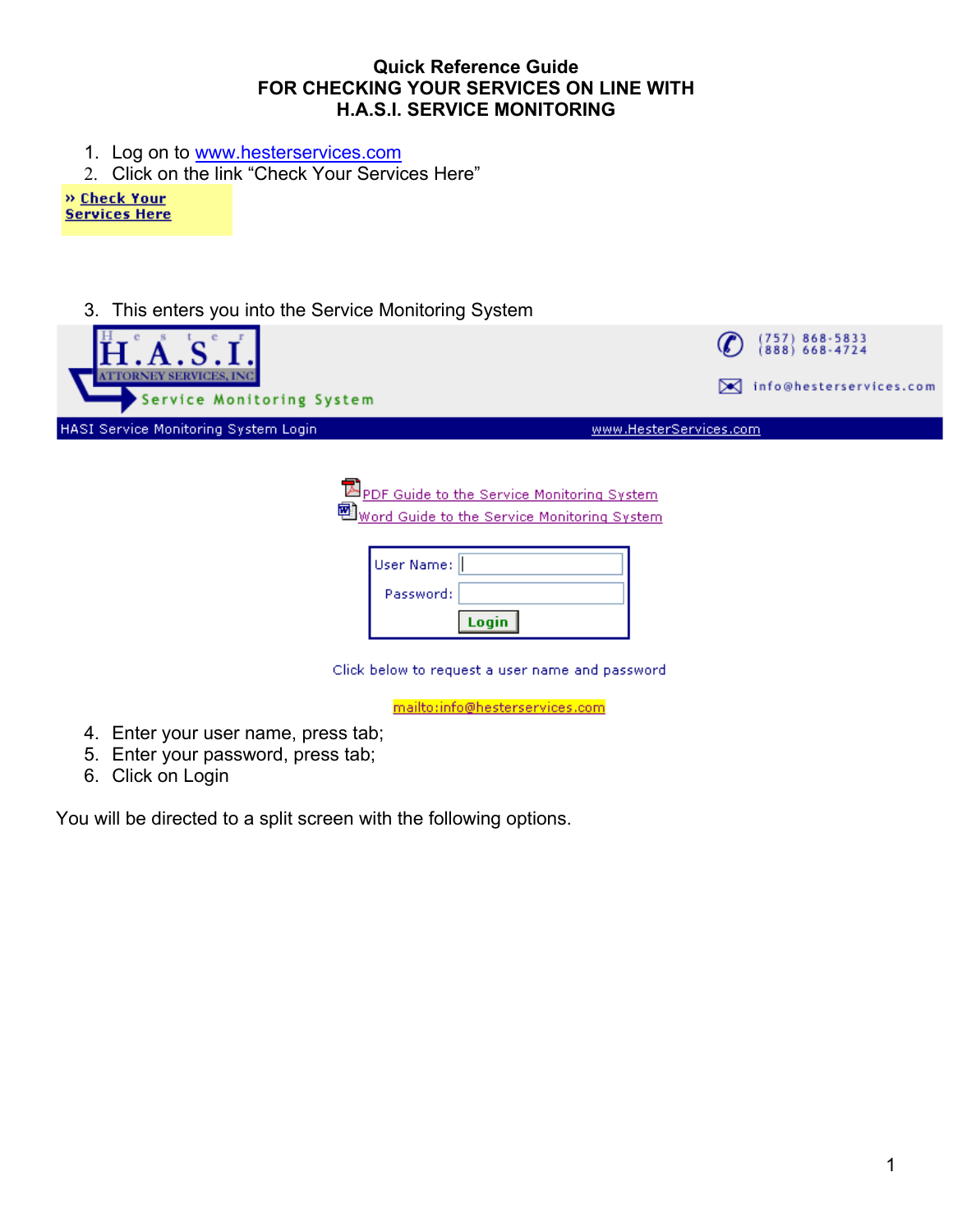# Quick Reference Guide
## FOR CHECKING YOUR SERVICES ON LINE WITH H.A.S.I. SERVICE MONITORING

1. Log on to www.hesterservices.com
2. Click on the link “Check Your Services Here”

» Check Your Services Here

3. This enters you into the Service Monitoring System

H.A.S.I. Hester Attorney Services, Inc — Service Monitoring System

(757) 868-5833
(888) 668-4724
info@hesterservices.com

HASI Service Monitoring System Login — www.HesterServices.com

PDF Guide to the Service Monitoring System
Word Guide to the Service Monitoring System

User Name:
Password:
Login

Click below to request a user name and password

mailto:info@hesterservices.com

4. Enter your user name, press tab;
5. Enter your password, press tab;
6. Click on Login

You will be directed to a split screen with the following options.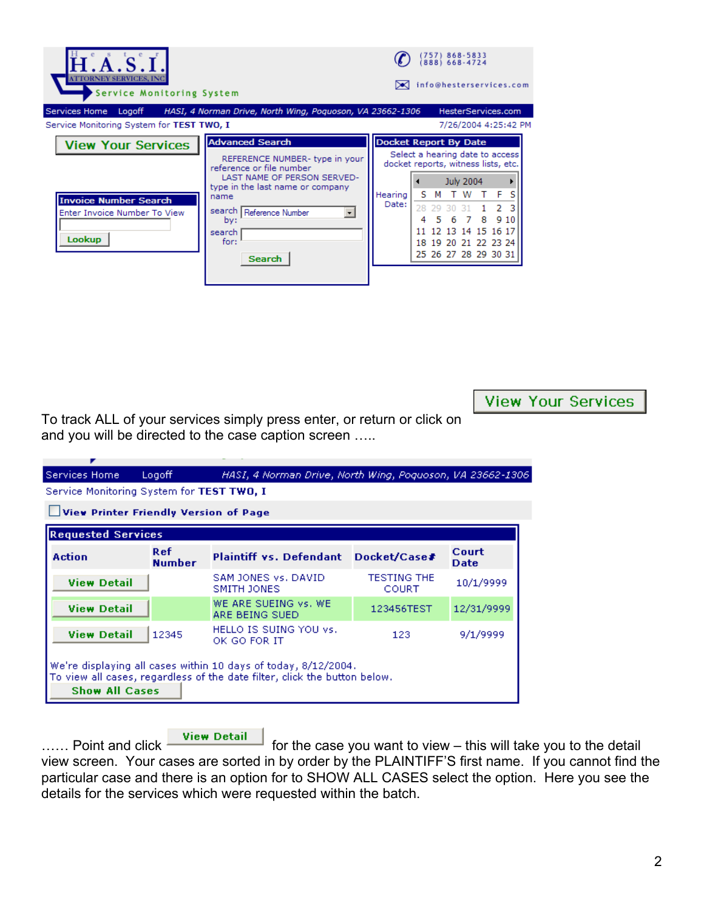H.A.S.I. ATTORNEY SERVICES, INC — Service Monitoring System

(757) 868-5833
(888) 668-4724
info@hesterservices.com

Services Home Logoff *HASI, 4 Norman Drive, North Wing, Poquoson, VA 23662-1306* HesterServices.com

Service Monitoring System for **TEST TWO, I** 7/26/2004 4:25:42 PM

**View Your Services**

**Invoice Number Search**
Enter Invoice Number To View
Lookup

**Advanced Search**
REFERENCE NUMBER- type in your reference or file number
LAST NAME OF PERSON SERVED- type in the last name or company name
search by: Reference Number
search for:
Search

**Docket Report By Date**
Select a hearing date to access docket reports, witness lists, etc.
Hearing Date:

| July 2004 | | | | | | |
|---|---|---|---|---|---|---|
| S | M | T | W | T | F | S |
| 28 | 29 | 30 | 31 | 1 | 2 | 3 |
| 4 | 5 | 6 | 7 | 8 | 9 | 10 |
| 11 | 12 | 13 | 14 | 15 | 16 | 17 |
| 18 | 19 | 20 | 21 | 22 | 23 | 24 |
| 25 | 26 | 27 | 28 | 29 | 30 | 31 |

To track ALL of your services simply press enter, or return or click on **View Your Services** and you will be directed to the case caption screen …..

Services Home Logoff *HASI, 4 Norman Drive, North Wing, Poquoson, VA 23662-1306*

Service Monitoring System for **TEST TWO, I**

☐ **View Printer Friendly Version of Page**

**Requested Services**

| Action | Ref Number | Plaintiff vs. Defendant | Docket/Case# | Court Date |
|---|---|---|---|---|
| View Detail | | SAM JONES vs. DAVID SMITH JONES | TESTING THE COURT | 10/1/9999 |
| View Detail | | WE ARE SUEING vs. WE ARE BEING SUED | 123456TEST | 12/31/9999 |
| View Detail | 12345 | HELLO IS SUING YOU vs. OK GO FOR IT | 123 | 9/1/9999 |

We're displaying all cases within 10 days of today, 8/12/2004.
To view all cases, regardless of the date filter, click the button below.
**Show All Cases**

…… Point and click **View Detail** for the case you want to view – this will take you to the detail view screen. Your cases are sorted in by order by the PLAINTIFF'S first name. If you cannot find the particular case and there is an option for to SHOW ALL CASES select the option. Here you see the details for the services which were requested within the batch.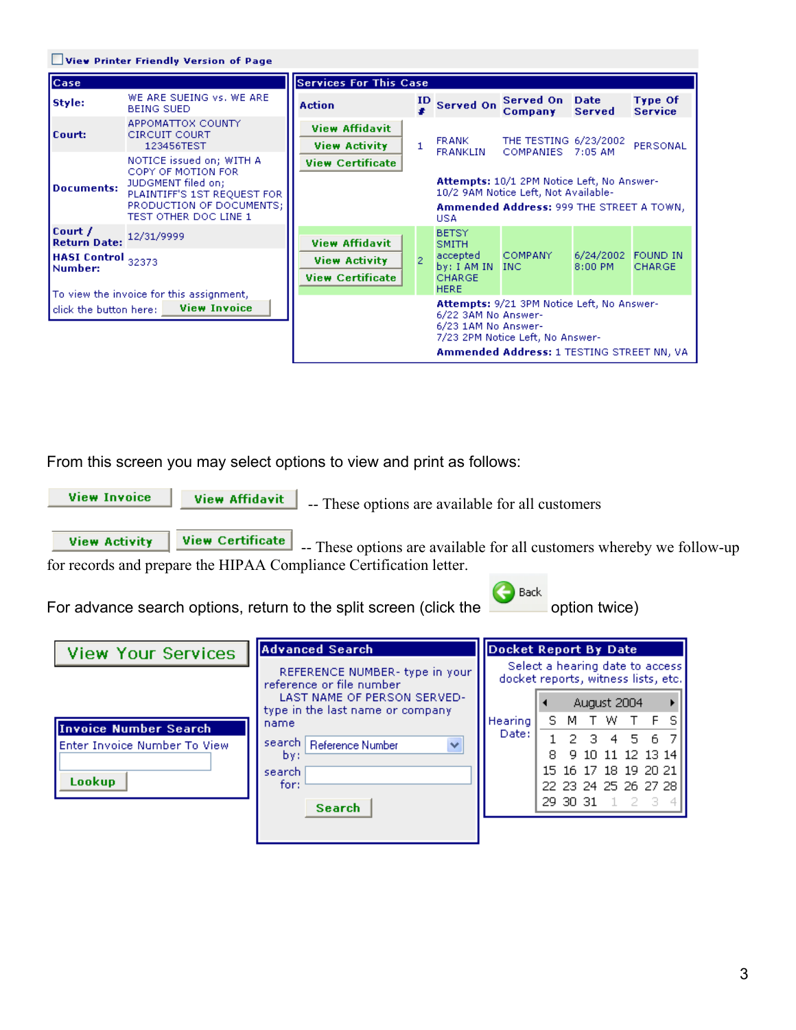View Printer Friendly Version of Page

**Case**

| | |
|---|---|
| **Style:** | WE ARE SUEING vs. WE ARE BEING SUED |
| **Court:** | APPOMATTOX COUNTY CIRCUIT COURT 123456TEST |
| **Documents:** | NOTICE issued on; WITH A COPY OF MOTION FOR JUDGMENT filed on; PLAINTIFF'S 1ST REQUEST FOR PRODUCTION OF DOCUMENTS; TEST OTHER DOC LINE 1 |
| **Court / Return Date:** | 12/31/9999 |
| **HASI Control Number:** | 32373 |

To view the invoice for this assignment, click the button here: View Invoice

**Services For This Case**

| Action | ID # | Served On | Served On Company | Date Served | Type Of Service |
|---|---|---|---|---|---|
| View Affidavit / View Activity / View Certificate | 1 | FRANK FRANKLIN | THE TESTING COMPANIES | 6/23/2002 7:05 AM | PERSONAL |
| | | **Attempts:** 10/1 2PM Notice Left, No Answer- 10/2 9AM Notice Left, Not Available- **Ammended Address:** 999 THE STREET A TOWN, USA | | | |
| View Affidavit / View Activity / View Certificate | 2 | BETSY SMITH accepted by: I AM IN CHARGE HERE | COMPANY INC | 6/24/2002 8:00 PM | FOUND IN CHARGE |
| | | **Attempts:** 9/21 3PM Notice Left, No Answer- 6/22 3AM No Answer- 6/23 1AM No Answer- 7/23 2PM Notice Left, No Answer- **Ammended Address:** 1 TESTING STREET NN, VA | | | |

From this screen you may select options to view and print as follows:

View Invoice  View Affidavit -- These options are available for all customers

View Activity  View Certificate -- These options are available for all customers whereby we follow-up for records and prepare the HIPAA Compliance Certification letter.

For advance search options, return to the split screen (click the Back option twice)

View Your Services

**Invoice Number Search**

Enter Invoice Number To View

Lookup

**Advanced Search**

REFERENCE NUMBER- type in your reference or file number
LAST NAME OF PERSON SERVED- type in the last name or company name

search by: Reference Number
search for:

Search

**Docket Report By Date**

Select a hearing date to access docket reports, witness lists, etc.

Hearing Date:

August 2004

| S | M | T | W | T | F | S |
|---|---|---|---|---|---|---|
| 1 | 2 | 3 | 4 | 5 | 6 | 7 |
| 8 | 9 | 10 | 11 | 12 | 13 | 14 |
| 15 | 16 | 17 | 18 | 19 | 20 | 21 |
| 22 | 23 | 24 | 25 | 26 | 27 | 28 |
| 29 | 30 | 31 | 1 | 2 | 3 | 4 |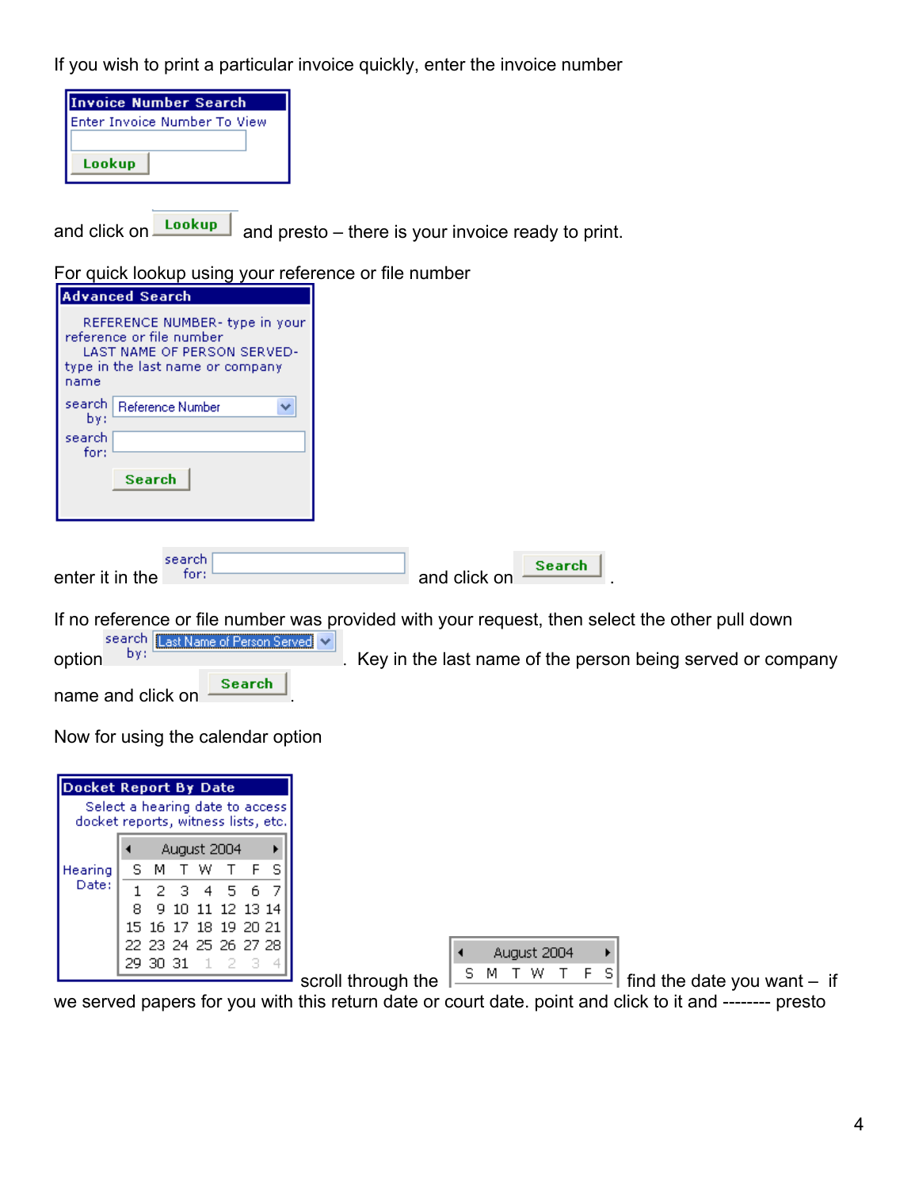If you wish to print a particular invoice quickly, enter the invoice number

**Invoice Number Search**
Enter Invoice Number To View

Lookup

and click on Lookup and presto – there is your invoice ready to print.

For quick lookup using your reference or file number

**Advanced Search**

REFERENCE NUMBER- type in your reference or file number
LAST NAME OF PERSON SERVED- type in the last name or company name

search by: Reference Number

search for:

Search

enter it in the search for: and click on Search .

If no reference or file number was provided with your request, then select the other pull down option search by: Last Name of Person Served . Key in the last name of the person being served or company name and click on Search .

Now for using the calendar option

**Docket Report By Date**
Select a hearing date to access docket reports, witness lists, etc.

Hearing Date:

| August 2004 | | | | | | |
|---|---|---|---|---|---|---|
| S | M | T | W | T | F | S |
| 1 | 2 | 3 | 4 | 5 | 6 | 7 |
| 8 | 9 | 10 | 11 | 12 | 13 | 14 |
| 15 | 16 | 17 | 18 | 19 | 20 | 21 |
| 22 | 23 | 24 | 25 | 26 | 27 | 28 |
| 29 | 30 | 31 | 1 | 2 | 3 | 4 |

scroll through the August 2004 S M T W T F S find the date you want – if we served papers for you with this return date or court date. point and click to it and -------- presto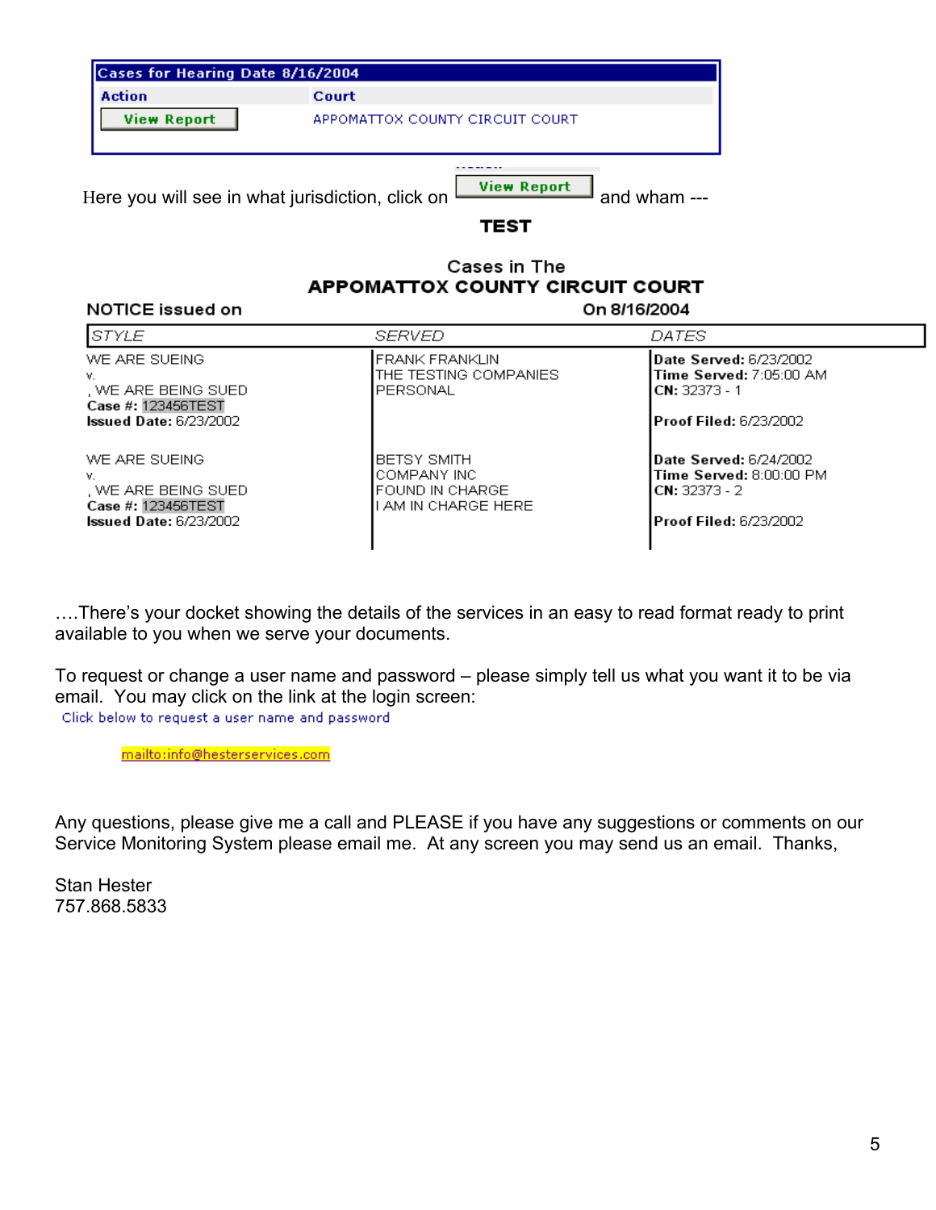| Cases for Hearing Date 8/16/2004 | |
|---|---|
| Action | Court |
| View Report | APPOMATTOX COUNTY CIRCUIT COURT |

Here you will see in what jurisdiction, click on View Report and wham ---

**TEST**

Cases in The
**APPOMATTOX COUNTY CIRCUIT COURT**

**NOTICE issued on** **On 8/16/2004**

| *STYLE* | *SERVED* | *DATES* |
|---|---|---|
| WE ARE SUEING v. , WE ARE BEING SUED **Case #:** 123456TEST **Issued Date:** 6/23/2002 | FRANK FRANKLIN THE TESTING COMPANIES PERSONAL | **Date Served:** 6/23/2002 **Time Served:** 7:05:00 AM **CN:** 32373 - 1 **Proof Filed:** 6/23/2002 |
| WE ARE SUEING v. , WE ARE BEING SUED **Case #:** 123456TEST **Issued Date:** 6/23/2002 | BETSY SMITH COMPANY INC FOUND IN CHARGE I AM IN CHARGE HERE | **Date Served:** 6/24/2002 **Time Served:** 8:00:00 PM **CN:** 32373 - 2 **Proof Filed:** 6/23/2002 |

….There's your docket showing the details of the services in an easy to read format ready to print available to you when we serve your documents.

To request or change a user name and password – please simply tell us what you want it to be via email. You may click on the link at the login screen:

Click below to request a user name and password

mailto:info@hesterservices.com

Any questions, please give me a call and PLEASE if you have any suggestions or comments on our Service Monitoring System please email me. At any screen you may send us an email. Thanks,

Stan Hester
757.868.5833